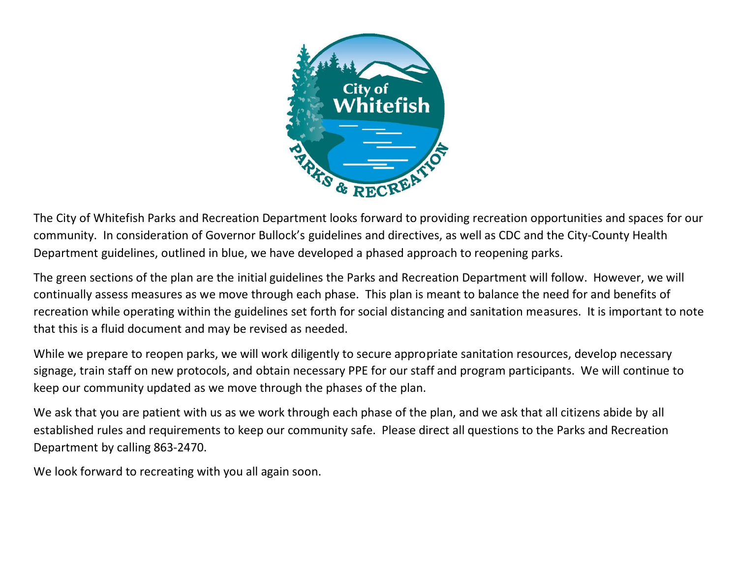The City of Whitefish Parks and Recreation Department looks forward to providing recreation opportunities and spaces for our community. In consideration of Governor Bullock's guidelines and directives, as well as CDC and the City-County Health Department guidelines, outlined in blue, we have developed a phased approach to reopening parks.

The green sections of the plan are the initial guidelines the Parks and Recreation Department will follow. However, we will continually assess measures as we move through each phase. This plan is meant to balance the need for and benefits of recreation while operating within the guidelines set forth for social distancing and sanitation measures. It is important to note that this is a fluid document and may be revised as needed.

While we prepare to reopen parks, we will work diligently to secure appropriate sanitation resources, develop necessary signage, train staff on new protocols, and obtain necessary PPE for our staff and program participants. We will continue to keep our community updated as we move through the phases of the plan.

We ask that you are patient with us as we work through each phase of the plan, and we ask that all citizens abide by all established rules and requirements to keep our community safe. Please direct all questions to the Parks and Recreation Department by calling 863-2470.

We look forward to recreating with you all again soon.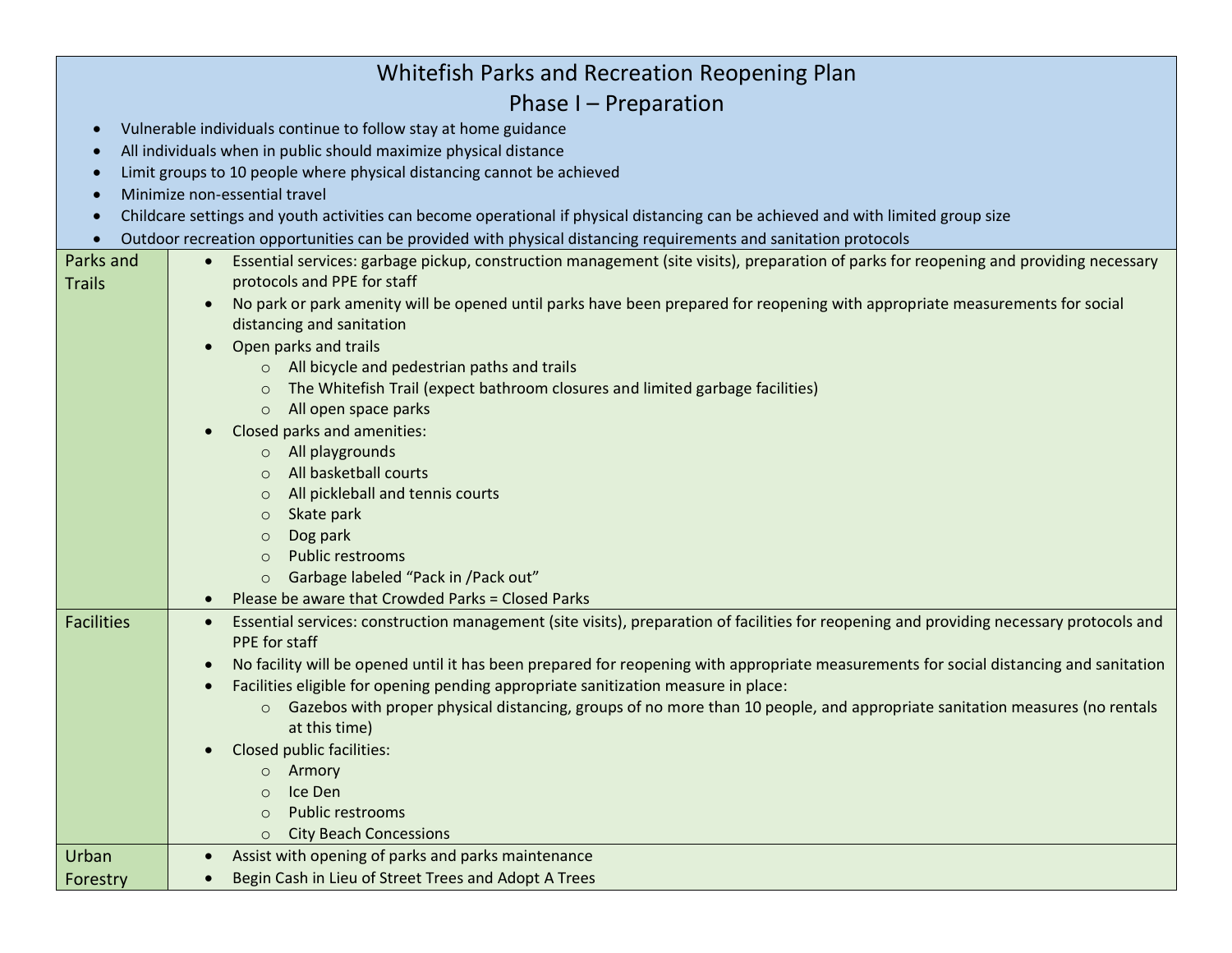# Whitefish Parks and Recreation Reopening Plan

## Phase I – Preparation

- Vulnerable individuals continue to follow stay at home guidance
- All individuals when in public should maximize physical distance
- Limit groups to 10 people where physical distancing cannot be achieved
- Minimize non-essential travel
- Childcare settings and youth activities can become operational if physical distancing can be achieved and with limited group size
- Outdoor recreation opportunities can be provided with physical distancing requirements and sanitation protocols

### Parks and Trails

- Essential services: garbage pickup, construction management (site visits), preparation of parks for reopening and providing necessary protocols and PPE for staff
- No park or park amenity will be opened until parks have been prepared for reopening with appropriate measurements for social distancing and sanitation
- Open parks and trails
  - All bicycle and pedestrian paths and trails
  - The Whitefish Trail (expect bathroom closures and limited garbage facilities)
  - All open space parks
- Closed parks and amenities:
  - All playgrounds
  - All basketball courts
  - All pickleball and tennis courts
  - Skate park
  - Dog park
  - Public restrooms
  - Garbage labeled "Pack in /Pack out"
- Please be aware that Crowded Parks = Closed Parks

### Facilities

- Essential services: construction management (site visits), preparation of facilities for reopening and providing necessary protocols and PPE for staff
- No facility will be opened until it has been prepared for reopening with appropriate measurements for social distancing and sanitation
- Facilities eligible for opening pending appropriate sanitization measure in place:
  - Gazebos with proper physical distancing, groups of no more than 10 people, and appropriate sanitation measures (no rentals at this time)
- Closed public facilities:
  - Armory
  - Ice Den
  - Public restrooms
  - City Beach Concessions

### Urban Forestry

- Assist with opening of parks and parks maintenance
- Begin Cash in Lieu of Street Trees and Adopt A Trees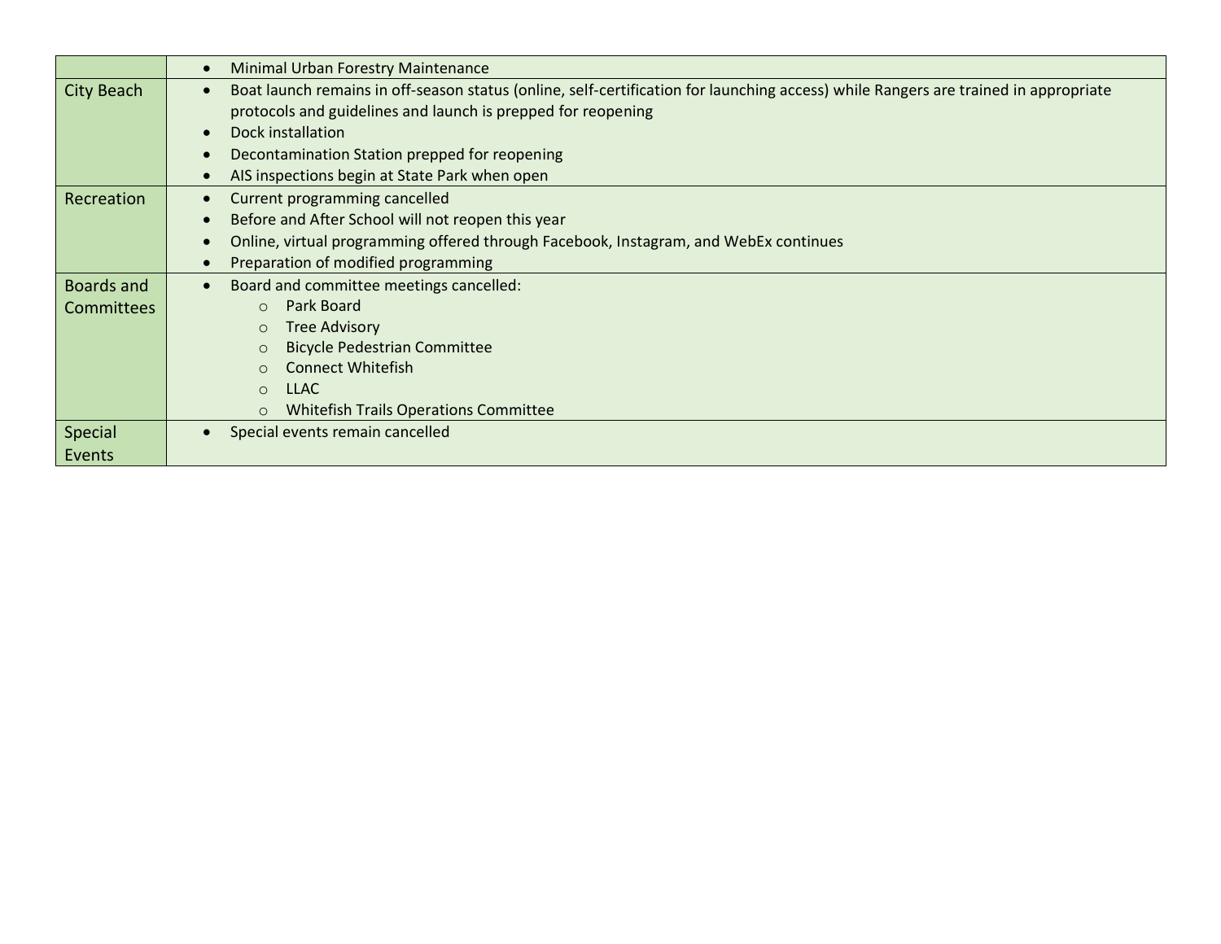| | |
|---|---|
| | • Minimal Urban Forestry Maintenance |
| City Beach | • Boat launch remains in off-season status (online, self-certification for launching access) while Rangers are trained in appropriate protocols and guidelines and launch is prepped for reopening<br>• Dock installation<br>• Decontamination Station prepped for reopening<br>• AIS inspections begin at State Park when open |
| Recreation | • Current programming cancelled<br>• Before and After School will not reopen this year<br>• Online, virtual programming offered through Facebook, Instagram, and WebEx continues<br>• Preparation of modified programming |
| Boards and Committees | • Board and committee meetings cancelled:<br>&nbsp;&nbsp;&nbsp;&nbsp;○ Park Board<br>&nbsp;&nbsp;&nbsp;&nbsp;○ Tree Advisory<br>&nbsp;&nbsp;&nbsp;&nbsp;○ Bicycle Pedestrian Committee<br>&nbsp;&nbsp;&nbsp;&nbsp;○ Connect Whitefish<br>&nbsp;&nbsp;&nbsp;&nbsp;○ LLAC<br>&nbsp;&nbsp;&nbsp;&nbsp;○ Whitefish Trails Operations Committee |
| Special Events | • Special events remain cancelled |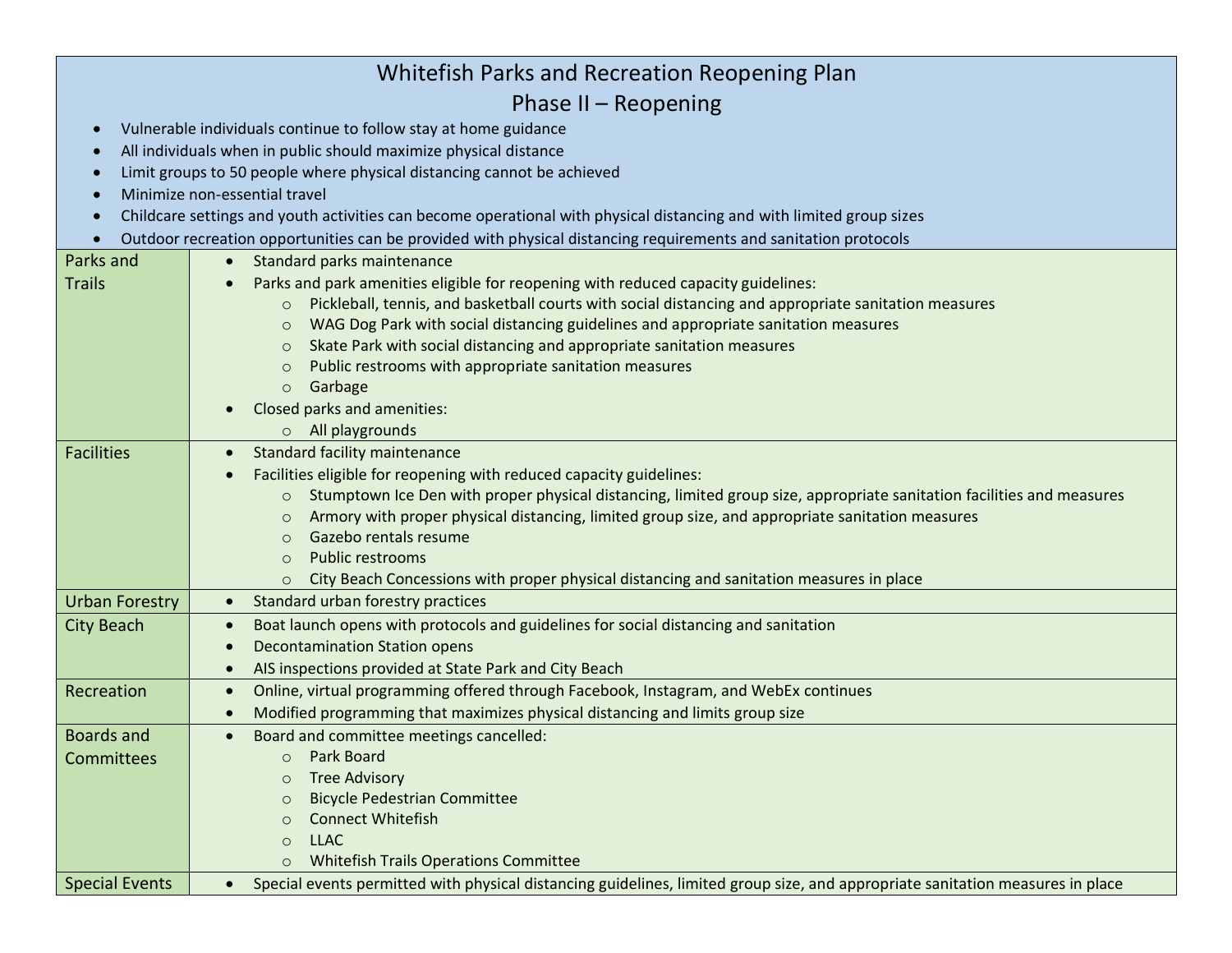# Whitefish Parks and Recreation Reopening Plan

## Phase II – Reopening

- Vulnerable individuals continue to follow stay at home guidance
- All individuals when in public should maximize physical distance
- Limit groups to 50 people where physical distancing cannot be achieved
- Minimize non-essential travel
- Childcare settings and youth activities can become operational with physical distancing and with limited group sizes
- Outdoor recreation opportunities can be provided with physical distancing requirements and sanitation protocols

| | |
|---|---|
| Parks and Trails | • Standard parks maintenance<br>• Parks and park amenities eligible for reopening with reduced capacity guidelines:<br>  ○ Pickleball, tennis, and basketball courts with social distancing and appropriate sanitation measures<br>  ○ WAG Dog Park with social distancing guidelines and appropriate sanitation measures<br>  ○ Skate Park with social distancing and appropriate sanitation measures<br>  ○ Public restrooms with appropriate sanitation measures<br>  ○ Garbage<br>• Closed parks and amenities:<br>  ○ All playgrounds |
| Facilities | • Standard facility maintenance<br>• Facilities eligible for reopening with reduced capacity guidelines:<br>  ○ Stumptown Ice Den with proper physical distancing, limited group size, appropriate sanitation facilities and measures<br>  ○ Armory with proper physical distancing, limited group size, and appropriate sanitation measures<br>  ○ Gazebo rentals resume<br>  ○ Public restrooms<br>  ○ City Beach Concessions with proper physical distancing and sanitation measures in place |
| Urban Forestry | • Standard urban forestry practices |
| City Beach | • Boat launch opens with protocols and guidelines for social distancing and sanitation<br>• Decontamination Station opens<br>• AIS inspections provided at State Park and City Beach |
| Recreation | • Online, virtual programming offered through Facebook, Instagram, and WebEx continues<br>• Modified programming that maximizes physical distancing and limits group size |
| Boards and Committees | • Board and committee meetings cancelled:<br>  ○ Park Board<br>  ○ Tree Advisory<br>  ○ Bicycle Pedestrian Committee<br>  ○ Connect Whitefish<br>  ○ LLAC<br>  ○ Whitefish Trails Operations Committee |
| Special Events | • Special events permitted with physical distancing guidelines, limited group size, and appropriate sanitation measures in place |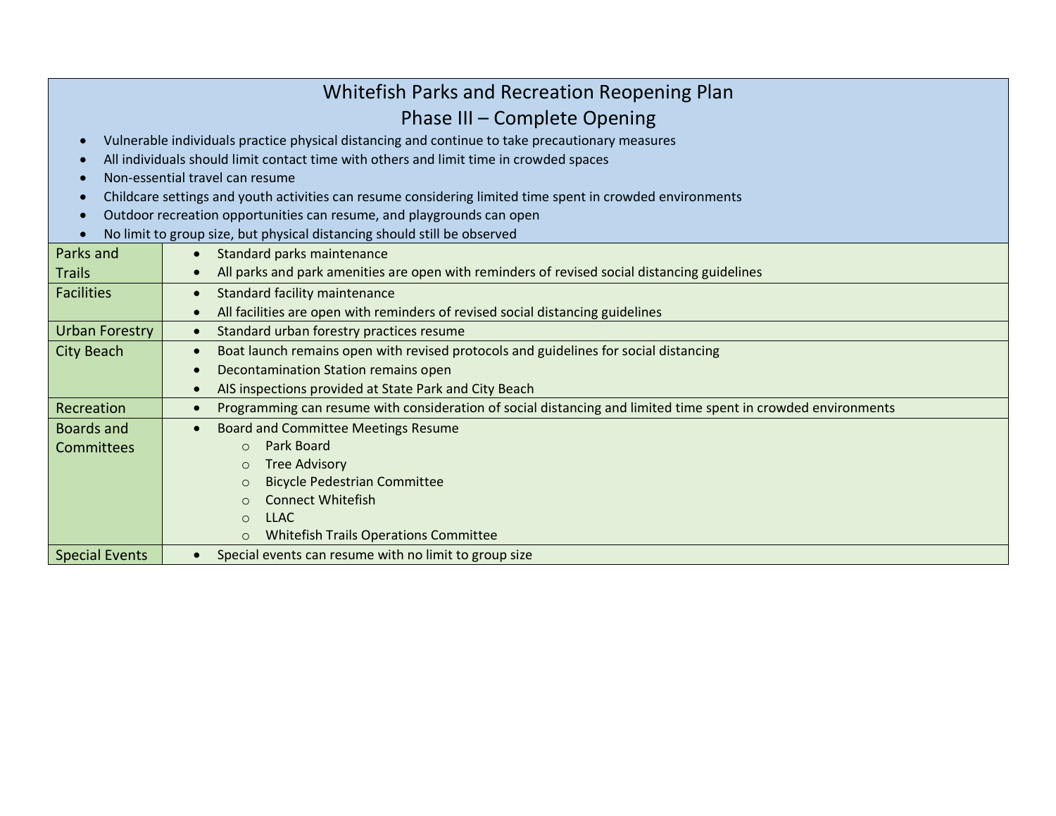# Whitefish Parks and Recreation Reopening Plan

## Phase III – Complete Opening

- Vulnerable individuals practice physical distancing and continue to take precautionary measures
- All individuals should limit contact time with others and limit time in crowded spaces
- Non-essential travel can resume
- Childcare settings and youth activities can resume considering limited time spent in crowded environments
- Outdoor recreation opportunities can resume, and playgrounds can open
- No limit to group size, but physical distancing should still be observed

| | |
|---|---|
| Parks and Trails | • Standard parks maintenance<br>• All parks and park amenities are open with reminders of revised social distancing guidelines |
| Facilities | • Standard facility maintenance<br>• All facilities are open with reminders of revised social distancing guidelines |
| Urban Forestry | • Standard urban forestry practices resume |
| City Beach | • Boat launch remains open with revised protocols and guidelines for social distancing<br>• Decontamination Station remains open<br>• AIS inspections provided at State Park and City Beach |
| Recreation | • Programming can resume with consideration of social distancing and limited time spent in crowded environments |
| Boards and Committees | • Board and Committee Meetings Resume<br>○ Park Board<br>○ Tree Advisory<br>○ Bicycle Pedestrian Committee<br>○ Connect Whitefish<br>○ LLAC<br>○ Whitefish Trails Operations Committee |
| Special Events | • Special events can resume with no limit to group size |